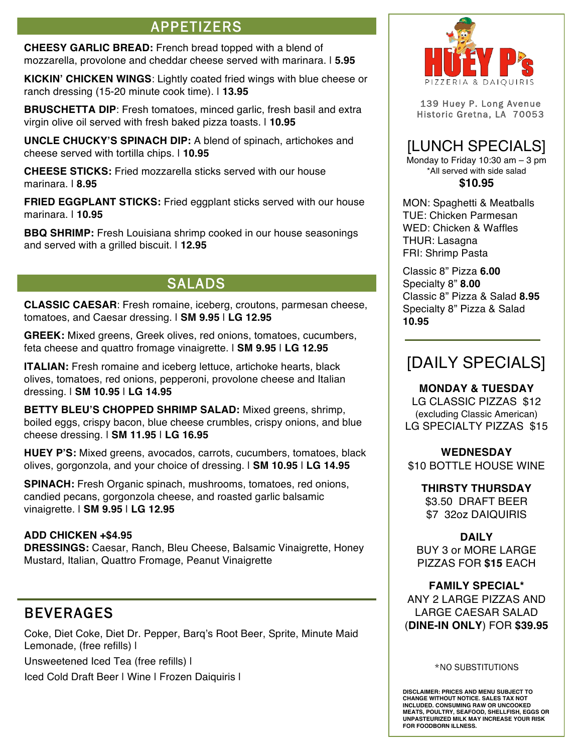## APPETIZERS

**CHEESY GARLIC BREAD:** French bread topped with a blend of mozzarella, provolone and cheddar cheese served with marinara. | **5.95**

**KICKIN' CHICKEN WINGS**: Lightly coated fried wings with blue cheese or ranch dressing (15-20 minute cook time). | **13.95**

**BRUSCHETTA DIP**: Fresh tomatoes, minced garlic, fresh basil and extra virgin olive oil served with fresh baked pizza toasts. | **10.95**

**UNCLE CHUCKY'S SPINACH DIP:** A blend of spinach, artichokes and cheese served with tortilla chips. | **10.95**

**CHEESE STICKS:** Fried mozzarella sticks served with our house marinara. | **8.95**

**FRIED EGGPLANT STICKS:** Fried eggplant sticks served with our house marinara. | **10.95**

**BBQ SHRIMP:** Fresh Louisiana shrimp cooked in our house seasonings and served with a grilled biscuit. | **12.95**

## SALADS

**CLASSIC CAESAR**: Fresh romaine, iceberg, croutons, parmesan cheese, tomatoes, and Caesar dressing. | **SM 9.95** | **LG 12.95**

**GREEK:** Mixed greens, Greek olives, red onions, tomatoes, cucumbers, feta cheese and quattro fromage vinaigrette. | **SM 9.95** | **LG 12.95**

**ITALIAN:** Fresh romaine and iceberg lettuce, artichoke hearts, black olives, tomatoes, red onions, pepperoni, provolone cheese and Italian dressing. | **SM 10.95** | **LG 14.95**

**BETTY BLEU'S CHOPPED SHRIMP SALAD:** Mixed greens, shrimp, boiled eggs, crispy bacon, blue cheese crumbles, crispy onions, and blue cheese dressing. | **SM 11.95** | **LG 16.95**

**HUEY P'S:** Mixed greens, avocados, carrots, cucumbers, tomatoes, black olives, gorgonzola, and your choice of dressing. | **SM 10.95** | **LG 14.95**

**SPINACH:** Fresh Organic spinach, mushrooms, tomatoes, red onions, candied pecans, gorgonzola cheese, and roasted garlic balsamic vinaigrette. | **SM 9.95** | **LG 12.95**

**ADD CHICKEN +$4.95**
**DRESSINGS:** Caesar, Ranch, Bleu Cheese, Balsamic Vinaigrette, Honey Mustard, Italian, Quattro Fromage, Peanut Vinaigrette

## BEVERAGES

Coke, Diet Coke, Diet Dr. Pepper, Barq's Root Beer, Sprite, Minute Maid Lemonade, (free refills) |

Unsweetened Iced Tea (free refills) |

Iced Cold Draft Beer | Wine | Frozen Daiquiris |

# HUEY P's
PIZZERIA & DAIQUIRIS

139 Huey P. Long Avenue
Historic Gretna, LA 70053

## [LUNCH SPECIALS]

Monday to Friday 10:30 am – 3 pm
*All served with side salad
**$10.95**

MON: Spaghetti & Meatballs
TUE: Chicken Parmesan
WED: Chicken & Waffles
THUR: Lasagna
FRI: Shrimp Pasta

Classic 8" Pizza **6.00**
Specialty 8" **8.00**
Classic 8" Pizza & Salad **8.95**
Specialty 8" Pizza & Salad **10.95**

## [DAILY SPECIALS]

**MONDAY & TUESDAY**
LG CLASSIC PIZZAS $12
(excluding Classic American)
LG SPECIALTY PIZZAS $15

**WEDNESDAY**
$10 BOTTLE HOUSE WINE

**THIRSTY THURSDAY**
$3.50 DRAFT BEER
$7 32oz DAIQUIRIS

**DAILY**
BUY 3 or MORE LARGE PIZZAS FOR **$15** EACH

**FAMILY SPECIAL***
ANY 2 LARGE PIZZAS AND LARGE CAESAR SALAD (**DINE-IN ONLY**) FOR **$39.95**

*NO SUBSTITUTIONS

**DISCLAIMER: PRICES AND MENU SUBJECT TO CHANGE WITHOUT NOTICE. SALES TAX NOT INCLUDED. CONSUMING RAW OR UNCOOKED MEATS, POULTRY, SEAFOOD, SHELLFISH, EGGS OR UNPASTEURIZED MILK MAY INCREASE YOUR RISK FOR FOODBORN ILLNESS.**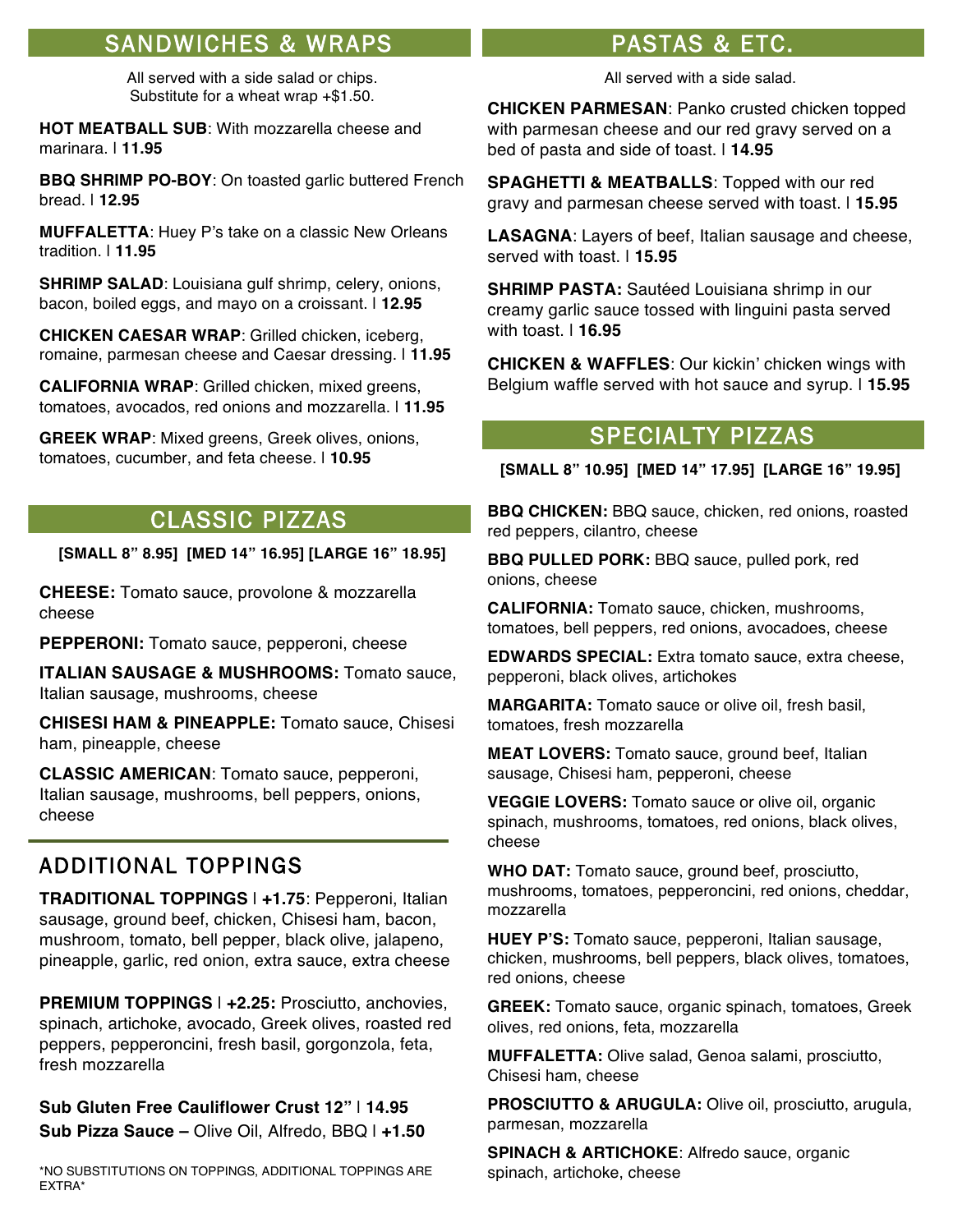## SANDWICHES & WRAPS

All served with a side salad or chips.
Substitute for a wheat wrap +$1.50.

**HOT MEATBALL SUB**: With mozzarella cheese and marinara. | **11.95**

**BBQ SHRIMP PO-BOY**: On toasted garlic buttered French bread. | **12.95**

**MUFFALETTA**: Huey P's take on a classic New Orleans tradition. | **11.95**

**SHRIMP SALAD**: Louisiana gulf shrimp, celery, onions, bacon, boiled eggs, and mayo on a croissant. | **12.95**

**CHICKEN CAESAR WRAP**: Grilled chicken, iceberg, romaine, parmesan cheese and Caesar dressing. | **11.95**

**CALIFORNIA WRAP**: Grilled chicken, mixed greens, tomatoes, avocados, red onions and mozzarella. | **11.95**

**GREEK WRAP**: Mixed greens, Greek olives, onions, tomatoes, cucumber, and feta cheese. | **10.95**

## CLASSIC PIZZAS

**[SMALL 8" 8.95] [MED 14" 16.95] [LARGE 16" 18.95]**

**CHEESE:** Tomato sauce, provolone & mozzarella cheese

**PEPPERONI:** Tomato sauce, pepperoni, cheese

**ITALIAN SAUSAGE & MUSHROOMS:** Tomato sauce, Italian sausage, mushrooms, cheese

**CHISESI HAM & PINEAPPLE:** Tomato sauce, Chisesi ham, pineapple, cheese

**CLASSIC AMERICAN**: Tomato sauce, pepperoni, Italian sausage, mushrooms, bell peppers, onions, cheese

## ADDITIONAL TOPPINGS

**TRADITIONAL TOPPINGS** | **+1.75**: Pepperoni, Italian sausage, ground beef, chicken, Chisesi ham, bacon, mushroom, tomato, bell pepper, black olive, jalapeno, pineapple, garlic, red onion, extra sauce, extra cheese

**PREMIUM TOPPINGS** | **+2.25:** Prosciutto, anchovies, spinach, artichoke, avocado, Greek olives, roasted red peppers, pepperoncini, fresh basil, gorgonzola, feta, fresh mozzarella

**Sub Gluten Free Cauliflower Crust 12"** | **14.95**
**Sub Pizza Sauce –** Olive Oil, Alfredo, BBQ | **+1.50**

*NO SUBSTITUTIONS ON TOPPINGS, ADDITIONAL TOPPINGS ARE EXTRA*

## PASTAS & ETC.

All served with a side salad.

**CHICKEN PARMESAN**: Panko crusted chicken topped with parmesan cheese and our red gravy served on a bed of pasta and side of toast. | **14.95**

**SPAGHETTI & MEATBALLS**: Topped with our red gravy and parmesan cheese served with toast. | **15.95**

**LASAGNA**: Layers of beef, Italian sausage and cheese, served with toast. | **15.95**

**SHRIMP PASTA:** Sautéed Louisiana shrimp in our creamy garlic sauce tossed with linguini pasta served with toast. | **16.95**

**CHICKEN & WAFFLES**: Our kickin' chicken wings with Belgium waffle served with hot sauce and syrup. | **15.95**

## SPECIALTY PIZZAS

**[SMALL 8" 10.95] [MED 14" 17.95] [LARGE 16" 19.95]**

**BBQ CHICKEN:** BBQ sauce, chicken, red onions, roasted red peppers, cilantro, cheese

**BBQ PULLED PORK:** BBQ sauce, pulled pork, red onions, cheese

**CALIFORNIA:** Tomato sauce, chicken, mushrooms, tomatoes, bell peppers, red onions, avocadoes, cheese

**EDWARDS SPECIAL:** Extra tomato sauce, extra cheese, pepperoni, black olives, artichokes

**MARGARITA:** Tomato sauce or olive oil, fresh basil, tomatoes, fresh mozzarella

**MEAT LOVERS:** Tomato sauce, ground beef, Italian sausage, Chisesi ham, pepperoni, cheese

**VEGGIE LOVERS:** Tomato sauce or olive oil, organic spinach, mushrooms, tomatoes, red onions, black olives, cheese

**WHO DAT:** Tomato sauce, ground beef, prosciutto, mushrooms, tomatoes, pepperoncini, red onions, cheddar, mozzarella

**HUEY P'S:** Tomato sauce, pepperoni, Italian sausage, chicken, mushrooms, bell peppers, black olives, tomatoes, red onions, cheese

**GREEK:** Tomato sauce, organic spinach, tomatoes, Greek olives, red onions, feta, mozzarella

**MUFFALETTA:** Olive salad, Genoa salami, prosciutto, Chisesi ham, cheese

**PROSCIUTTO & ARUGULA:** Olive oil, prosciutto, arugula, parmesan, mozzarella

**SPINACH & ARTICHOKE**: Alfredo sauce, organic spinach, artichoke, cheese